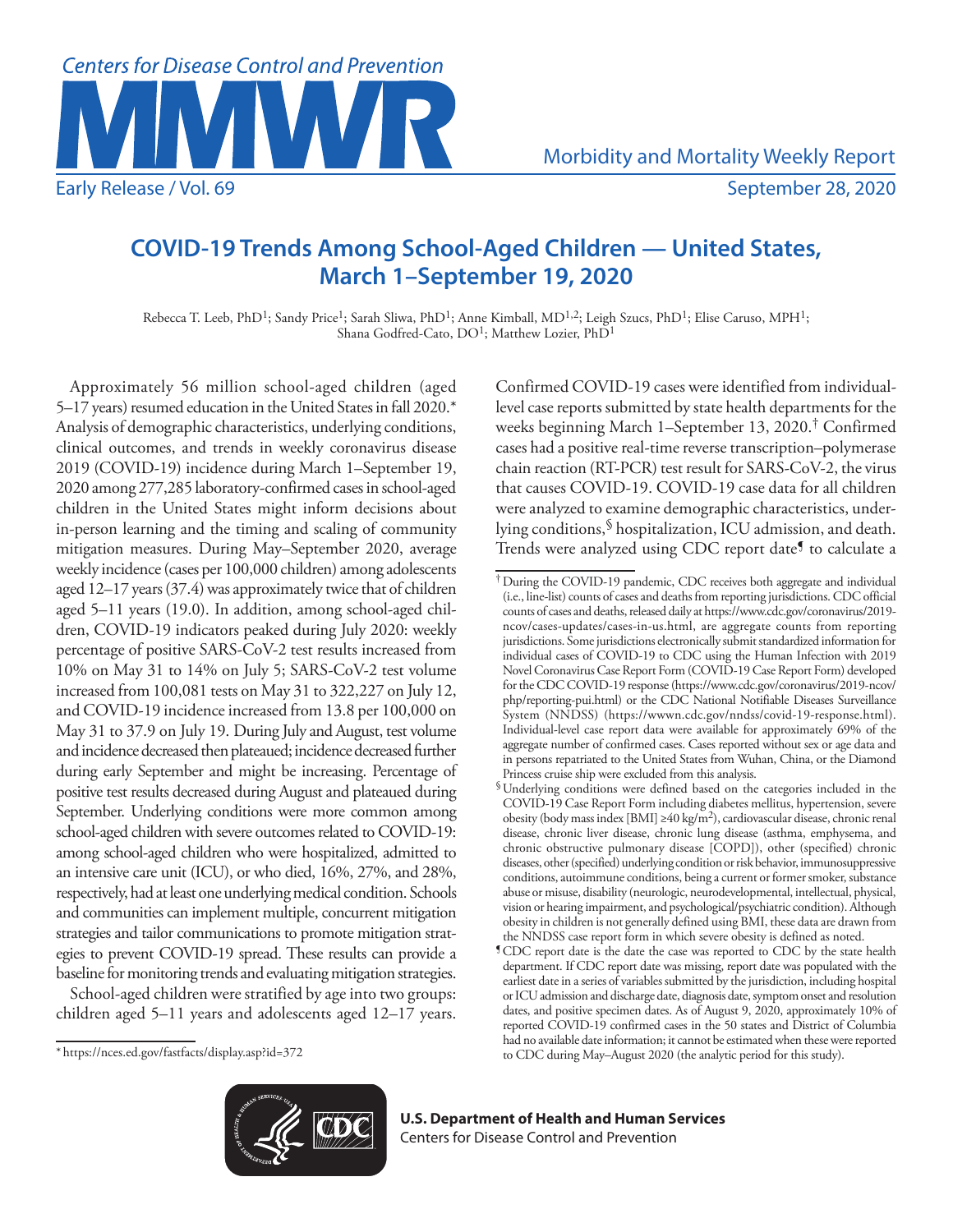# COVID-19 Trends Among School-Aged Children — United States, March 1–September 19, 2020

Rebecca T. Leeb, PhD[1]; Sandy Price[1]; Sarah Sliwa, PhD[1]; Anne Kimball, MD[1,2]; Leigh Szucs, PhD[1]; Elise Caruso, MPH[1]; Shana Godfred-Cato, DO[1]; Matthew Lozier, PhD[1]

Approximately 56 million school-aged children (aged 5–17 years) resumed education in the United States in fall 2020.* Analysis of demographic characteristics, underlying conditions, clinical outcomes, and trends in weekly coronavirus disease 2019 (COVID-19) incidence during March 1–September 19, 2020 among 277,285 laboratory-confirmed cases in school-aged children in the United States might inform decisions about in-person learning and the timing and scaling of community mitigation measures. During May–September 2020, average weekly incidence (cases per 100,000 children) among adolescents aged 12–17 years (37.4) was approximately twice that of children aged 5–11 years (19.0). In addition, among school-aged children, COVID-19 indicators peaked during July 2020: weekly percentage of positive SARS-CoV-2 test results increased from 10% on May 31 to 14% on July 5; SARS-CoV-2 test volume increased from 100,081 tests on May 31 to 322,227 on July 12, and COVID-19 incidence increased from 13.8 per 100,000 on May 31 to 37.9 on July 19. During July and August, test volume and incidence decreased then plateaued; incidence decreased further during early September and might be increasing. Percentage of positive test results decreased during August and plateaued during September. Underlying conditions were more common among school-aged children with severe outcomes related to COVID-19: among school-aged children who were hospitalized, admitted to an intensive care unit (ICU), or who died, 16%, 27%, and 28%, respectively, had at least one underlying medical condition. Schools and communities can implement multiple, concurrent mitigation strategies and tailor communications to promote mitigation strategies to prevent COVID-19 spread. These results can provide a baseline for monitoring trends and evaluating mitigation strategies.

School-aged children were stratified by age into two groups: children aged 5–11 years and adolescents aged 12–17 years. Confirmed COVID-19 cases were identified from individual-level case reports submitted by state health departments for the weeks beginning March 1–September 13, 2020.† Confirmed cases had a positive real-time reverse transcription–polymerase chain reaction (RT-PCR) test result for SARS-CoV-2, the virus that causes COVID-19. COVID-19 case data for all children were analyzed to examine demographic characteristics, underlying conditions,§ hospitalization, ICU admission, and death. Trends were analyzed using CDC report date¶ to calculate a

---

\* https://nces.ed.gov/fastfacts/display.asp?id=372

† During the COVID-19 pandemic, CDC receives both aggregate and individual (i.e., line-list) counts of cases and deaths from reporting jurisdictions. CDC official counts of cases and deaths, released daily at https://www.cdc.gov/coronavirus/2019-ncov/cases-updates/cases-in-us.html, are aggregate counts from reporting jurisdictions. Some jurisdictions electronically submit standardized information for individual cases of COVID-19 to CDC using the Human Infection with 2019 Novel Coronavirus Case Report Form (COVID-19 Case Report Form) developed for the CDC COVID-19 response (https://www.cdc.gov/coronavirus/2019-ncov/php/reporting-pui.html) or the CDC National Notifiable Diseases Surveillance System (NNDSS) (https://wwwn.cdc.gov/nndss/covid-19-response.html). Individual-level case report data were available for approximately 69% of the aggregate number of confirmed cases. Cases reported without sex or age data and in persons repatriated to the United States from Wuhan, China, or the Diamond Princess cruise ship were excluded from this analysis.

§ Underlying conditions were defined based on the categories included in the COVID-19 Case Report Form including diabetes mellitus, hypertension, severe obesity (body mass index [BMI] ≥40 $kg/m^2$), cardiovascular disease, chronic renal disease, chronic liver disease, chronic lung disease (asthma, emphysema, and chronic obstructive pulmonary disease [COPD]), other (specified) chronic diseases, other (specified) underlying condition or risk behavior, immunosuppressive conditions, autoimmune conditions, being a current or former smoker, substance abuse or misuse, disability (neurologic, neurodevelopmental, intellectual, physical, vision or hearing impairment, and psychological/psychiatric condition). Although obesity in children is not generally defined using BMI, these data are drawn from the NNDSS case report form in which severe obesity is defined as noted.

¶ CDC report date is the date the case was reported to CDC by the state health department. If CDC report date was missing, report date was populated with the earliest date in a series of variables submitted by the jurisdiction, including hospital or ICU admission and discharge date, diagnosis date, symptom onset and resolution dates, and positive specimen dates. As of August 9, 2020, approximately 10% of reported COVID-19 confirmed cases in the 50 states and District of Columbia had no available date information; it cannot be estimated when these were reported to CDC during May–August 2020 (the analytic period for this study).

**U.S. Department of Health and Human Services**
Centers for Disease Control and Prevention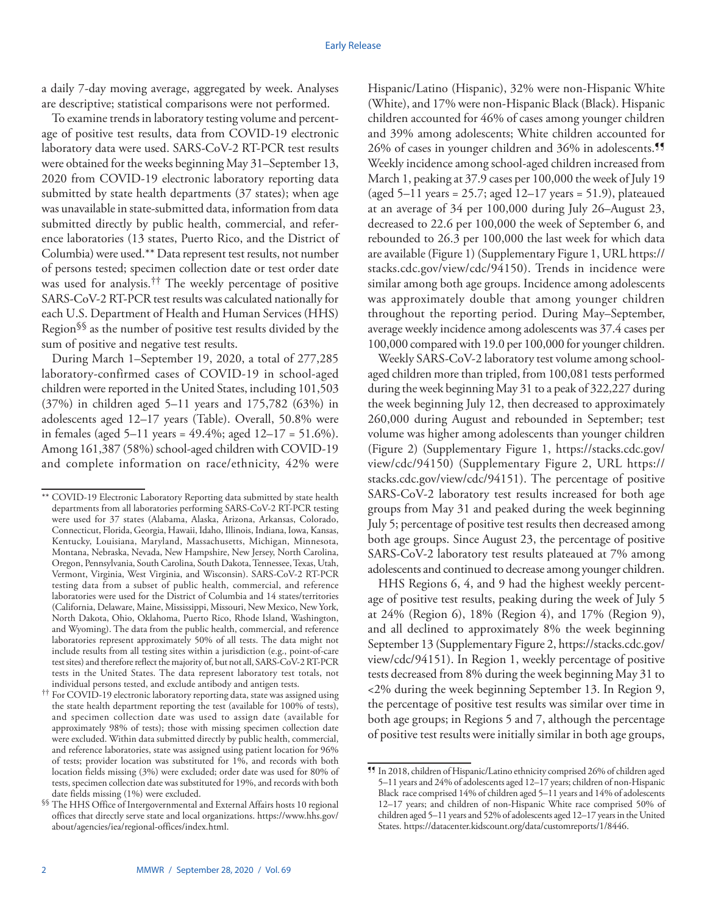a daily 7-day moving average, aggregated by week. Analyses are descriptive; statistical comparisons were not performed.

To examine trends in laboratory testing volume and percentage of positive test results, data from COVID-19 electronic laboratory data were used. SARS-CoV-2 RT-PCR test results were obtained for the weeks beginning May 31–September 13, 2020 from COVID-19 electronic laboratory reporting data submitted by state health departments (37 states); when age was unavailable in state-submitted data, information from data submitted directly by public health, commercial, and reference laboratories (13 states, Puerto Rico, and the District of Columbia) were used.** Data represent test results, not number of persons tested; specimen collection date or test order date was used for analysis.†† The weekly percentage of positive SARS-CoV-2 RT-PCR test results was calculated nationally for each U.S. Department of Health and Human Services (HHS) Region§§ as the number of positive test results divided by the sum of positive and negative test results.

During March 1–September 19, 2020, a total of 277,285 laboratory-confirmed cases of COVID-19 in school-aged children were reported in the United States, including 101,503 (37%) in children aged 5–11 years and 175,782 (63%) in adolescents aged 12–17 years (Table). Overall, 50.8% were in females (aged 5–11 years = 49.4%; aged 12–17 = 51.6%). Among 161,387 (58%) school-aged children with COVID-19 and complete information on race/ethnicity, 42% were Hispanic/Latino (Hispanic), 32% were non-Hispanic White (White), and 17% were non-Hispanic Black (Black). Hispanic children accounted for 46% of cases among younger children and 39% among adolescents; White children accounted for 26% of cases in younger children and 36% in adolescents.¶¶ Weekly incidence among school-aged children increased from March 1, peaking at 37.9 cases per 100,000 the week of July 19 (aged 5–11 years = 25.7; aged 12–17 years = 51.9), plateaued at an average of 34 per 100,000 during July 26–August 23, decreased to 22.6 per 100,000 the week of September 6, and rebounded to 26.3 per 100,000 the last week for which data are available (Figure 1) (Supplementary Figure 1, URL https://stacks.cdc.gov/view/cdc/94150). Trends in incidence were similar among both age groups. Incidence among adolescents was approximately double that among younger children throughout the reporting period. During May–September, average weekly incidence among adolescents was 37.4 cases per 100,000 compared with 19.0 per 100,000 for younger children.

Weekly SARS-CoV-2 laboratory test volume among school-aged children more than tripled, from 100,081 tests performed during the week beginning May 31 to a peak of 322,227 during the week beginning July 12, then decreased to approximately 260,000 during August and rebounded in September; test volume was higher among adolescents than younger children (Figure 2) (Supplementary Figure 1, https://stacks.cdc.gov/view/cdc/94150) (Supplementary Figure 2, URL https://stacks.cdc.gov/view/cdc/94151). The percentage of positive SARS-CoV-2 laboratory test results increased for both age groups from May 31 and peaked during the week beginning July 5; percentage of positive test results then decreased among both age groups. Since August 23, the percentage of positive SARS-CoV-2 laboratory test results plateaued at 7% among adolescents and continued to decrease among younger children.

HHS Regions 6, 4, and 9 had the highest weekly percentage of positive test results, peaking during the week of July 5 at 24% (Region 6), 18% (Region 4), and 17% (Region 9), and all declined to approximately 8% the week beginning September 13 (Supplementary Figure 2, https://stacks.cdc.gov/view/cdc/94151). In Region 1, weekly percentage of positive tests decreased from 8% during the week beginning May 31 to <2% during the week beginning September 13. In Region 9, the percentage of positive test results was similar over time in both age groups; in Regions 5 and 7, although the percentage of positive test results were initially similar in both age groups,

---

** COVID-19 Electronic Laboratory Reporting data submitted by state health departments from all laboratories performing SARS-CoV-2 RT-PCR testing were used for 37 states (Alabama, Alaska, Arizona, Arkansas, Colorado, Connecticut, Florida, Georgia, Hawaii, Idaho, Illinois, Indiana, Iowa, Kansas, Kentucky, Louisiana, Maryland, Massachusetts, Michigan, Minnesota, Montana, Nebraska, Nevada, New Hampshire, New Jersey, North Carolina, Oregon, Pennsylvania, South Carolina, South Dakota, Tennessee, Texas, Utah, Vermont, Virginia, West Virginia, and Wisconsin). SARS-CoV-2 RT-PCR testing data from a subset of public health, commercial, and reference laboratories were used for the District of Columbia and 14 states/territories (California, Delaware, Maine, Mississippi, Missouri, New Mexico, New York, North Dakota, Ohio, Oklahoma, Puerto Rico, Rhode Island, Washington, and Wyoming). The data from the public health, commercial, and reference laboratories represent approximately 50% of all tests. The data might not include results from all testing sites within a jurisdiction (e.g., point-of-care test sites) and therefore reflect the majority of, but not all, SARS-CoV-2 RT-PCR tests in the United States. The data represent laboratory test totals, not individual persons tested, and exclude antibody and antigen tests.

†† For COVID-19 electronic laboratory reporting data, state was assigned using the state health department reporting the test (available for 100% of tests), and specimen collection date was used to assign date (available for approximately 98% of tests); those with missing specimen collection date were excluded. Within data submitted directly by public health, commercial, and reference laboratories, state was assigned using patient location for 96% of tests; provider location was substituted for 1%, and records with both location fields missing (3%) were excluded; order date was used for 80% of tests, specimen collection date was substituted for 19%, and records with both date fields missing (1%) were excluded.

§§ The HHS Office of Intergovernmental and External Affairs hosts 10 regional offices that directly serve state and local organizations. https://www.hhs.gov/about/agencies/iea/regional-offices/index.html.

¶¶ In 2018, children of Hispanic/Latino ethnicity comprised 26% of children aged 5–11 years and 24% of adolescents aged 12–17 years; children of non-Hispanic Black race comprised 14% of children aged 5–11 years and 14% of adolescents 12–17 years; and children of non-Hispanic White race comprised 50% of children aged 5–11 years and 52% of adolescents aged 12–17 years in the United States. https://datacenter.kidscount.org/data/customreports/1/8446.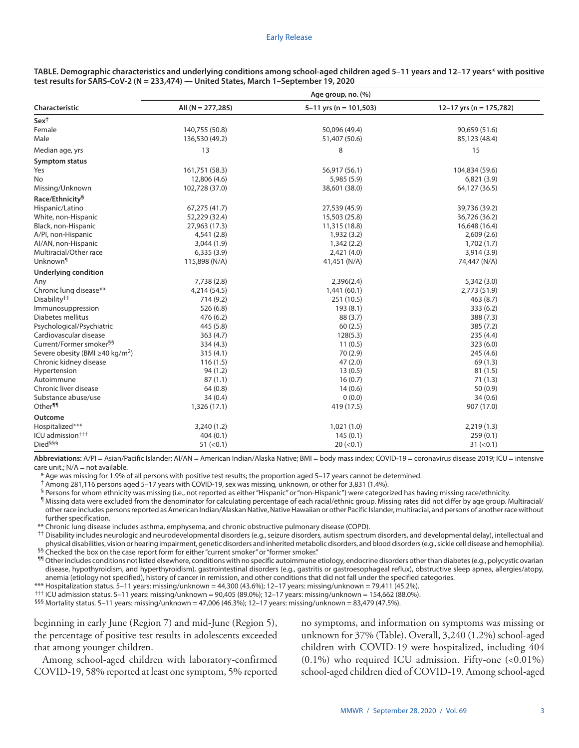**TABLE. Demographic characteristics and underlying conditions among school-aged children aged 5–11 years and 12–17 years* with positive test results for SARS-CoV-2 (N = 233,474) — United States, March 1–September 19, 2020**

| Characteristic | Age group, no. (%) | | |
|---|---|---|---|
| | All (N = 277,285) | 5–11 yrs (n = 101,503) | 12–17 yrs (n = 175,782) |
| **Sex**[†] | | | |
| Female | 140,755 (50.8) | 50,096 (49.4) | 90,659 (51.6) |
| Male | 136,530 (49.2) | 51,407 (50.6) | 85,123 (48.4) |
| Median age, yrs | 13 | 8 | 15 |
| **Symptom status** | | | |
| Yes | 161,751 (58.3) | 56,917 (56.1) | 104,834 (59.6) |
| No | 12,806 (4.6) | 5,985 (5.9) | 6,821 (3.9) |
| Missing/Unknown | 102,728 (37.0) | 38,601 (38.0) | 64,127 (36.5) |
| **Race/Ethnicity**[§] | | | |
| Hispanic/Latino | 67,275 (41.7) | 27,539 (45.9) | 39,736 (39.2) |
| White, non-Hispanic | 52,229 (32.4) | 15,503 (25.8) | 36,726 (36.2) |
| Black, non-Hispanic | 27,963 (17.3) | 11,315 (18.8) | 16,648 (16.4) |
| A/PI, non-Hispanic | 4,541 (2.8) | 1,932 (3.2) | 2,609 (2.6) |
| AI/AN, non-Hispanic | 3,044 (1.9) | 1,342 (2.2) | 1,702 (1.7) |
| Multiracial/Other race | 6,335 (3.9) | 2,421 (4.0) | 3,914 (3.9) |
| Unknown[¶] | 115,898 (N/A) | 41,451 (N/A) | 74,447 (N/A) |
| **Underlying condition** | | | |
| Any | 7,738 (2.8) | 2,396(2.4) | 5,342 (3.0) |
| Chronic lung disease** | 4,214 (54.5) | 1,441 (60.1) | 2,773 (51.9) |
| Disability[††] | 714 (9.2) | 251 (10.5) | 463 (8.7) |
| Immunosuppression | 526 (6.8) | 193 (8.1) | 333 (6.2) |
| Diabetes mellitus | 476 (6.2) | 88 (3.7) | 388 (7.3) |
| Psychological/Psychiatric | 445 (5.8) | 60 (2.5) | 385 (7.2) |
| Cardiovascular disease | 363 (4.7) | 128(5.3) | 235 (4.4) |
| Current/Former smoker[§§] | 334 (4.3) | 11 (0.5) | 323 (6.0) |
| Severe obesity (BMI ≥40 kg/m$^2$) | 315 (4.1) | 70 (2.9) | 245 (4.6) |
| Chronic kidney disease | 116 (1.5) | 47 (2.0) | 69 (1.3) |
| Hypertension | 94 (1.2) | 13 (0.5) | 81 (1.5) |
| Autoimmune | 87 (1.1) | 16 (0.7) | 71 (1.3) |
| Chronic liver disease | 64 (0.8) | 14 (0.6) | 50 (0.9) |
| Substance abuse/use | 34 (0.4) | 0 (0.0) | 34 (0.6) |
| Other[¶¶] | 1,326 (17.1) | 419 (17.5) | 907 (17.0) |
| **Outcome** | | | |
| Hospitalized*** | 3,240 (1.2) | 1,021 (1.0) | 2,219 (1.3) |
| ICU admission[†††] | 404 (0.1) | 145 (0.1) | 259 (0.1) |
| Died[§§§] | 51 (<0.1) | 20 (<0.1) | 31 (<0.1) |

**Abbreviations:** A/PI = Asian/Pacific Islander; AI/AN = American Indian/Alaska Native; BMI = body mass index; COVID-19 = coronavirus disease 2019; ICU = intensive care unit.; N/A = not available.

\* Age was missing for 1.9% of all persons with positive test results; the proportion aged 5–17 years cannot be determined.

† Among 281,116 persons aged 5–17 years with COVID-19, sex was missing, unknown, or other for 3,831 (1.4%).

§ Persons for whom ethnicity was missing (i.e., not reported as either "Hispanic" or "non-Hispanic") were categorized has having missing race/ethnicity.

¶ Missing data were excluded from the denominator for calculating percentage of each racial/ethnic group. Missing rates did not differ by age group. Multiracial/other race includes persons reported as American Indian/Alaskan Native, Native Hawaiian or other Pacific Islander, multiracial, and persons of another race without further specification.

\** Chronic lung disease includes asthma, emphysema, and chronic obstructive pulmonary disease (COPD).

†† Disability includes neurologic and neurodevelopmental disorders (e.g., seizure disorders, autism spectrum disorders, and developmental delay), intellectual and physical disabilities, vision or hearing impairment, genetic disorders and inherited metabolic disorders, and blood disorders (e.g., sickle cell disease and hemophilia).

§§ Checked the box on the case report form for either "current smoker" or "former smoker."

¶¶ Other includes conditions not listed elsewhere, conditions with no specific autoimmune etiology, endocrine disorders other than diabetes (e.g., polycystic ovarian disease, hypothyroidism, and hyperthyroidism), gastrointestinal disorders (e.g., gastritis or gastroesophageal reflux), obstructive sleep apnea, allergies/atopy, anemia (etiology not specified), history of cancer in remission, and other conditions that did not fall under the specified categories.

\*** Hospitalization status. 5–11 years: missing/unknown = 44,300 (43.6%); 12–17 years: missing/unknown = 79,411 (45.2%).

††† ICU admission status. 5–11 years: missing/unknown = 90,405 (89.0%); 12–17 years: missing/unknown = 154,662 (88.0%).

§§§ Mortality status. 5–11 years: missing/unknown = 47,006 (46.3%); 12–17 years: missing/unknown = 83,479 (47.5%).

beginning in early June (Region 7) and mid-June (Region 5), the percentage of positive test results in adolescents exceeded that among younger children.

Among school-aged children with laboratory-confirmed COVID-19, 58% reported at least one symptom, 5% reported no symptoms, and information on symptoms was missing or unknown for 37% (Table). Overall, 3,240 (1.2%) school-aged children with COVID-19 were hospitalized, including 404 (0.1%) who required ICU admission. Fifty-one (<0.01%) school-aged children died of COVID-19. Among school-aged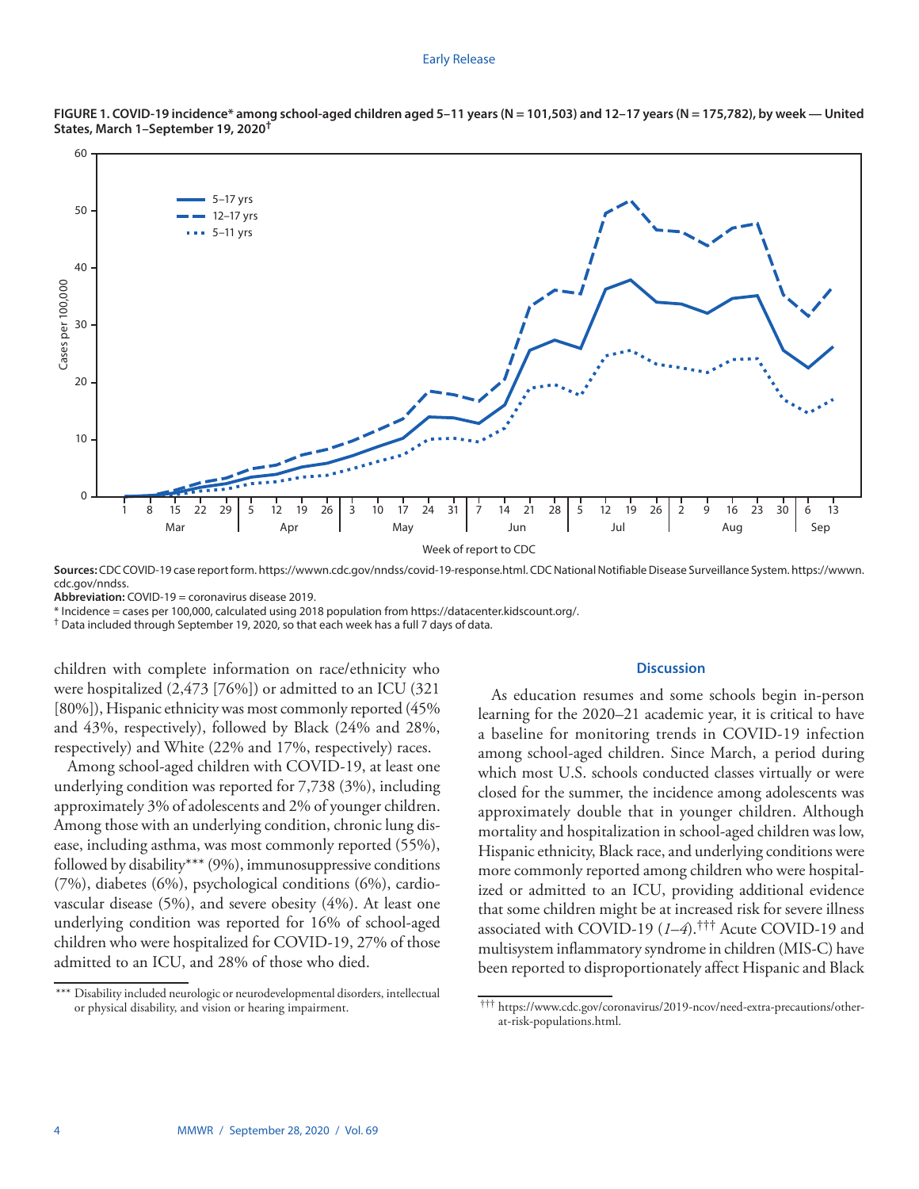**FIGURE 1. COVID-19 incidence* among school-aged children aged 5–11 years (N = 101,503) and 12–17 years (N = 175,782), by week — United States, March 1–September 19, 2020†**

**Sources:** CDC COVID-19 case report form. https://wwwn.cdc.gov/nndss/covid-19-response.html. CDC National Notifiable Disease Surveillance System. https://wwwn.cdc.gov/nndss.

**Abbreviation:** COVID-19 = coronavirus disease 2019.

\* Incidence = cases per 100,000, calculated using 2018 population from https://datacenter.kidscount.org/.

† Data included through September 19, 2020, so that each week has a full 7 days of data.

children with complete information on race/ethnicity who were hospitalized (2,473 [76%]) or admitted to an ICU (321 [80%]), Hispanic ethnicity was most commonly reported (45% and 43%, respectively), followed by Black (24% and 28%, respectively) and White (22% and 17%, respectively) races.

Among school-aged children with COVID-19, at least one underlying condition was reported for 7,738 (3%), including approximately 3% of adolescents and 2% of younger children. Among those with an underlying condition, chronic lung disease, including asthma, was most commonly reported (55%), followed by disability*** (9%), immunosuppressive conditions (7%), diabetes (6%), psychological conditions (6%), cardiovascular disease (5%), and severe obesity (4%). At least one underlying condition was reported for 16% of school-aged children who were hospitalized for COVID-19, 27% of those admitted to an ICU, and 28% of those who died.

## Discussion

As education resumes and some schools begin in-person learning for the 2020–21 academic year, it is critical to have a baseline for monitoring trends in COVID-19 infection among school-aged children. Since March, a period during which most U.S. schools conducted classes virtually or were closed for the summer, the incidence among adolescents was approximately double that in younger children. Although mortality and hospitalization in school-aged children was low, Hispanic ethnicity, Black race, and underlying conditions were more commonly reported among children who were hospitalized or admitted to an ICU, providing additional evidence that some children might be at increased risk for severe illness associated with COVID-19 (*1*–*4*).††† Acute COVID-19 and multisystem inflammatory syndrome in children (MIS-C) have been reported to disproportionately affect Hispanic and Black

\*\*\* Disability included neurologic or neurodevelopmental disorders, intellectual or physical disability, and vision or hearing impairment.

††† https://www.cdc.gov/coronavirus/2019-ncov/need-extra-precautions/other-at-risk-populations.html.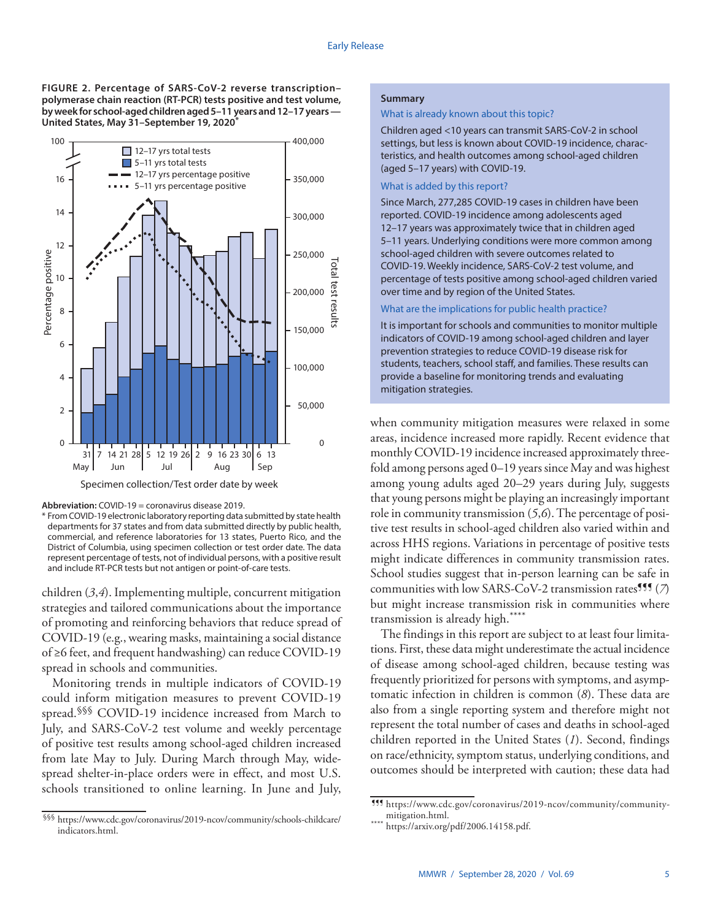**FIGURE 2. Percentage of SARS-CoV-2 reverse transcription–polymerase chain reaction (RT-PCR) tests positive and test volume, by week for school-aged children aged 5–11 years and 12–17 years — United States, May 31–September 19, 2020***

**Abbreviation:** COVID-19 = coronavirus disease 2019.

* From COVID-19 electronic laboratory reporting data submitted by state health departments for 37 states and from data submitted directly by public health, commercial, and reference laboratories for 13 states, Puerto Rico, and the District of Columbia, using specimen collection or test order date. The data represent percentage of tests, not of individual persons, with a positive result and include RT-PCR tests but not antigen or point-of-care tests.

children (*3*,*4*). Implementing multiple, concurrent mitigation strategies and tailored communications about the importance of promoting and reinforcing behaviors that reduce spread of COVID-19 (e.g., wearing masks, maintaining a social distance of ≥6 feet, and frequent handwashing) can reduce COVID-19 spread in schools and communities.

Monitoring trends in multiple indicators of COVID-19 could inform mitigation measures to prevent COVID-19 spread.[§§§] COVID-19 incidence increased from March to July, and SARS-CoV-2 test volume and weekly percentage of positive test results among school-aged children increased from late May to July. During March through May, widespread shelter-in-place orders were in effect, and most U.S. schools transitioned to online learning. In June and July, when community mitigation measures were relaxed in some areas, incidence increased more rapidly. Recent evidence that monthly COVID-19 incidence increased approximately threefold among persons aged 0–19 years since May and was highest among young adults aged 20–29 years during July, suggests that young persons might be playing an increasingly important role in community transmission (*5*,*6*). The percentage of positive test results in school-aged children also varied within and across HHS regions. Variations in percentage of positive tests might indicate differences in community transmission rates. School studies suggest that in-person learning can be safe in communities with low SARS-CoV-2 transmission rates[¶¶¶] (*7*) but might increase transmission risk in communities where transmission is already high.[****]

The findings in this report are subject to at least four limitations. First, these data might underestimate the actual incidence of disease among school-aged children, because testing was frequently prioritized for persons with symptoms, and asymptomatic infection in children is common (*8*). These data are also from a single reporting system and therefore might not represent the total number of cases and deaths in school-aged children reported in the United States (*1*). Second, findings on race/ethnicity, symptom status, underlying conditions, and outcomes should be interpreted with caution; these data had

### Summary

**What is already known about this topic?**

Children aged <10 years can transmit SARS-CoV-2 in school settings, but less is known about COVID-19 incidence, characteristics, and health outcomes among school-aged children (aged 5–17 years) with COVID-19.

**What is added by this report?**

Since March, 277,285 COVID-19 cases in children have been reported. COVID-19 incidence among adolescents aged 12–17 years was approximately twice that in children aged 5–11 years. Underlying conditions were more common among school-aged children with severe outcomes related to COVID-19. Weekly incidence, SARS-CoV-2 test volume, and percentage of tests positive among school-aged children varied over time and by region of the United States.

**What are the implications for public health practice?**

It is important for schools and communities to monitor multiple indicators of COVID-19 among school-aged children and layer prevention strategies to reduce COVID-19 disease risk for students, teachers, school staff, and families. These results can provide a baseline for monitoring trends and evaluating mitigation strategies.

---

§§§ https://www.cdc.gov/coronavirus/2019-ncov/community/schools-childcare/indicators.html.

¶¶¶ https://www.cdc.gov/coronavirus/2019-ncov/community/community-mitigation.html.

**** https://arxiv.org/pdf/2006.14158.pdf.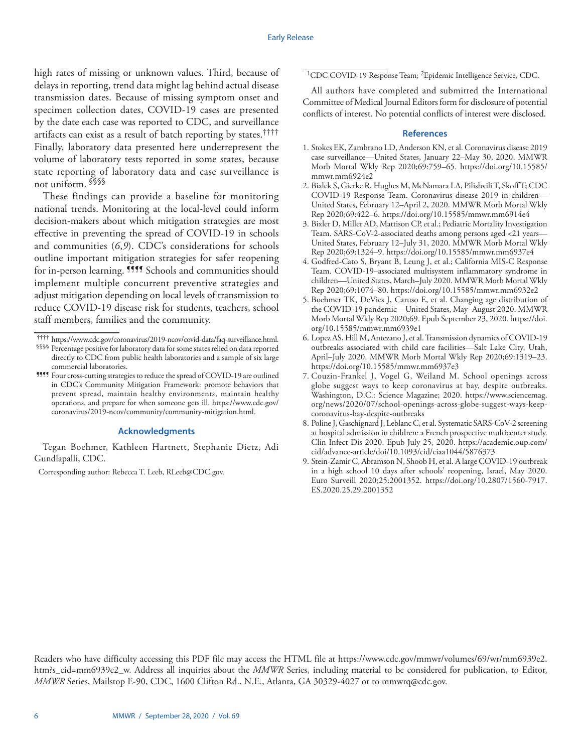high rates of missing or unknown values. Third, because of delays in reporting, trend data might lag behind actual disease transmission dates. Because of missing symptom onset and specimen collection dates, COVID-19 cases are presented by the date each case was reported to CDC, and surveillance artifacts can exist as a result of batch reporting by states.[††††] Finally, laboratory data presented here underrepresent the volume of laboratory tests reported in some states, because state reporting of laboratory data and case surveillance is not uniform.[§§§§]

These findings can provide a baseline for monitoring national trends. Monitoring at the local-level could inform decision-makers about which mitigation strategies are most effective in preventing the spread of COVID-19 in schools and communities (*6*,*9*). CDC's considerations for schools outline important mitigation strategies for safer reopening for in-person learning.[¶¶¶¶] Schools and communities should implement multiple concurrent preventive strategies and adjust mitigation depending on local levels of transmission to reduce COVID-19 disease risk for students, teachers, school staff members, families and the community.

†††† https://www.cdc.gov/coronavirus/2019-ncov/covid-data/faq-surveillance.html.

§§§§ Percentage positive for laboratory data for some states relied on data reported directly to CDC from public health laboratories and a sample of six large commercial laboratories.

¶¶¶¶ Four cross-cutting strategies to reduce the spread of COVID-19 are outlined in CDC's Community Mitigation Framework: promote behaviors that prevent spread, maintain healthy environments, maintain healthy operations, and prepare for when someone gets ill. https://www.cdc.gov/coronavirus/2019-ncov/community/community-mitigation.html.

## Acknowledgments

Tegan Boehmer, Kathleen Hartnett, Stephanie Dietz, Adi Gundlapalli, CDC.

Corresponding author: Rebecca T. Leeb, RLeeb@CDC.gov.

[1]CDC COVID-19 Response Team; [2]Epidemic Intelligence Service, CDC.

All authors have completed and submitted the International Committee of Medical Journal Editors form for disclosure of potential conflicts of interest. No potential conflicts of interest were disclosed.

## References

1. Stokes EK, Zambrano LD, Anderson KN, et al. Coronavirus disease 2019 case surveillance—United States, January 22–May 30, 2020. MMWR Morb Mortal Wkly Rep 2020;69:759–65. https://doi.org/10.15585/mmwr.mm6924e2
2. Bialek S, Gierke R, Hughes M, McNamara LA, Pilishvili T, Skoff T; CDC COVID-19 Response Team. Coronavirus disease 2019 in children—United States, February 12–April 2, 2020. MMWR Morb Mortal Wkly Rep 2020;69:422–6. https://doi.org/10.15585/mmwr.mm6914e4
3. Bixler D, Miller AD, Mattison CP, et al.; Pediatric Mortality Investigation Team. SARS-CoV-2-associated deaths among persons aged <21 years—United States, February 12–July 31, 2020. MMWR Morb Mortal Wkly Rep 2020;69:1324–9. https://doi.org/10.15585/mmwr.mm6937e4
4. Godfred-Cato S, Bryant B, Leung J, et al.; California MIS-C Response Team. COVID-19–associated multisystem inflammatory syndrome in children—United States, March–July 2020. MMWR Morb Mortal Wkly Rep 2020;69:1074–80. https://doi.org/10.15585/mmwr.mm6932e2
5. Boehmer TK, DeVies J, Caruso E, et al. Changing age distribution of the COVID-19 pandemic—United States, May–August 2020. MMWR Morb Mortal Wkly Rep 2020;69. Epub September 23, 2020. https://doi.org/10.15585/mmwr.mm6939e1
6. Lopez AS, Hill M, Antezano J, et al. Transmission dynamics of COVID-19 outbreaks associated with child care facilities—Salt Lake City, Utah, April–July 2020. MMWR Morb Mortal Wkly Rep 2020;69:1319–23. https://doi.org/10.15585/mmwr.mm6937e3
7. Couzin-Frankel J, Vogel G, Weiland M. School openings across globe suggest ways to keep coronavirus at bay, despite outbreaks. Washington, D.C.: Science Magazine; 2020. https://www.sciencemag.org/news/2020/07/school-openings-across-globe-suggest-ways-keep-coronavirus-bay-despite-outbreaks
8. Poline J, Gaschignard J, Leblanc C, et al. Systematic SARS-CoV-2 screening at hospital admission in children: a French prospective multicenter study. Clin Infect Dis 2020. Epub July 25, 2020. https://academic.oup.com/cid/advance-article/doi/10.1093/cid/ciaa1044/5876373
9. Stein-Zamir C, Abramson N, Shoob H, et al. A large COVID-19 outbreak in a high school 10 days after schools' reopening, Israel, May 2020. Euro Surveill 2020;25:2001352. https://doi.org/10.2807/1560-7917.ES.2020.25.29.2001352

Readers who have difficulty accessing this PDF file may access the HTML file at https://www.cdc.gov/mmwr/volumes/69/wr/mm6939e2.htm?s_cid=mm6939e2_w. Address all inquiries about the *MMWR* Series, including material to be considered for publication, to Editor, *MMWR* Series, Mailstop E-90, CDC, 1600 Clifton Rd., N.E., Atlanta, GA 30329-4027 or to mmwrq@cdc.gov.